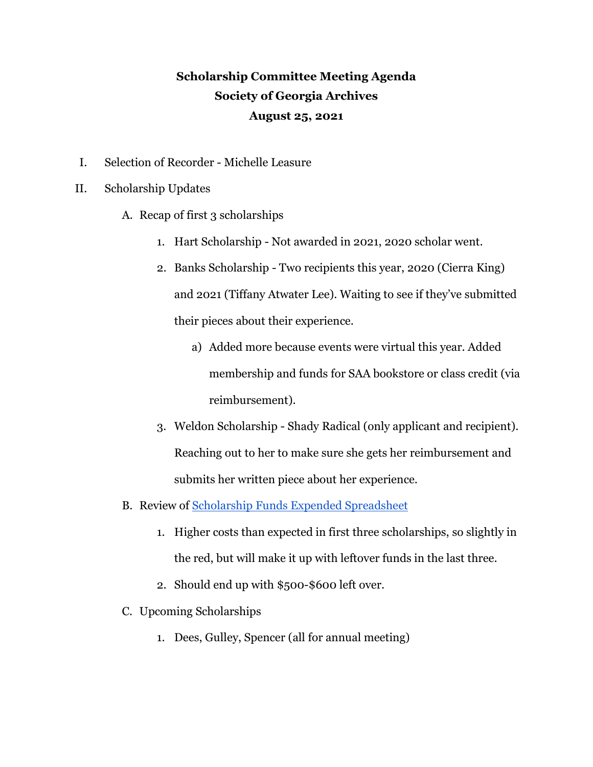**Scholarship Committee Meeting Agenda**
**Society of Georgia Archives**
**August 25, 2021**

I. Selection of Recorder - Michelle Leasure

II. Scholarship Updates

   A. Recap of first 3 scholarships

      1. Hart Scholarship - Not awarded in 2021, 2020 scholar went.
      2. Banks Scholarship - Two recipients this year, 2020 (Cierra King) and 2021 (Tiffany Atwater Lee). Waiting to see if they've submitted their pieces about their experience.
         a) Added more because events were virtual this year. Added membership and funds for SAA bookstore or class credit (via reimbursement).
      3. Weldon Scholarship - Shady Radical (only applicant and recipient). Reaching out to her to make sure she gets her reimbursement and submits her written piece about her experience.

   B. Review of [Scholarship Funds Expended Spreadsheet]

      1. Higher costs than expected in first three scholarships, so slightly in the red, but will make it up with leftover funds in the last three.
      2. Should end up with $500-$600 left over.

   C. Upcoming Scholarships

      1. Dees, Gulley, Spencer (all for annual meeting)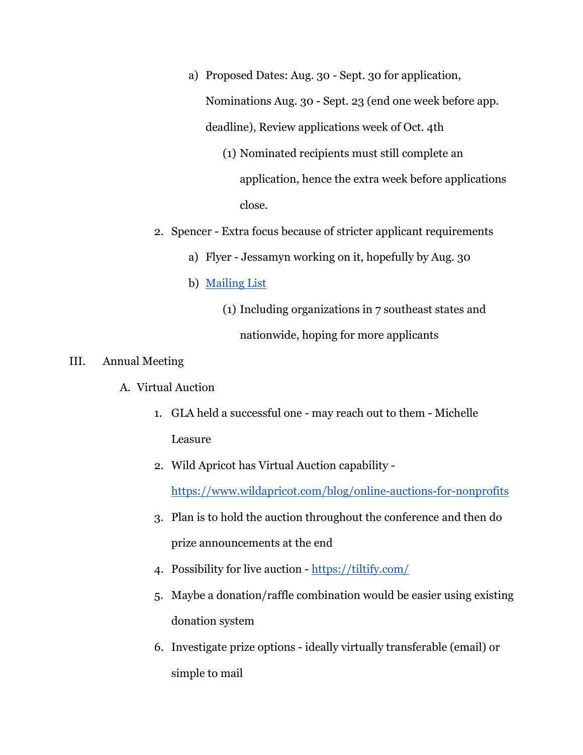- a) Proposed Dates: Aug. 30 - Sept. 30 for application, Nominations Aug. 30 - Sept. 23 (end one week before app. deadline), Review applications week of Oct. 4th
        - (1) Nominated recipients must still complete an application, hence the extra week before applications close.
  2. Spencer - Extra focus because of stricter applicant requirements
    - a) Flyer - Jessamyn working on it, hopefully by Aug. 30
    - b) [Mailing List]()
        - (1) Including organizations in 7 southeast states and nationwide, hoping for more applicants

III. Annual Meeting

- A. Virtual Auction
  1. GLA held a successful one - may reach out to them - Michelle Leasure
  2. Wild Apricot has Virtual Auction capability - [https://www.wildapricot.com/blog/online-auctions-for-nonprofits](https://www.wildapricot.com/blog/online-auctions-for-nonprofits)
  3. Plan is to hold the auction throughout the conference and then do prize announcements at the end
  4. Possibility for live auction - [https://tiltify.com/](https://tiltify.com/)
  5. Maybe a donation/raffle combination would be easier using existing donation system
  6. Investigate prize options - ideally virtually transferable (email) or simple to mail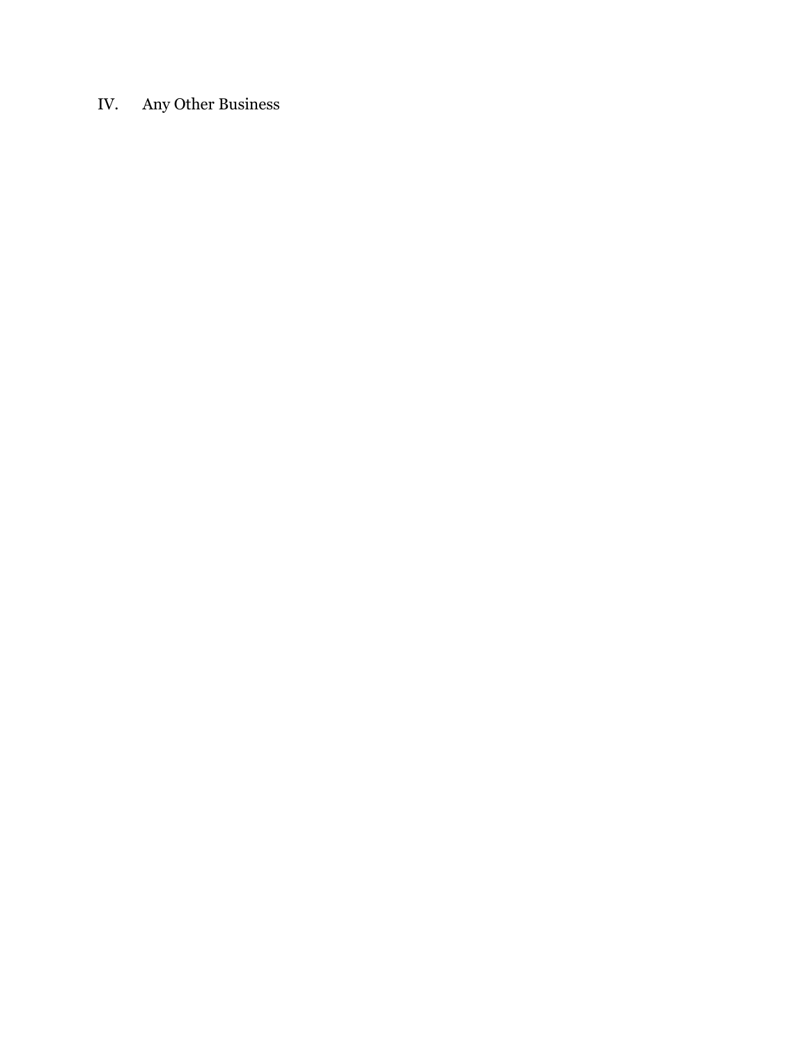## IV. Any Other Business